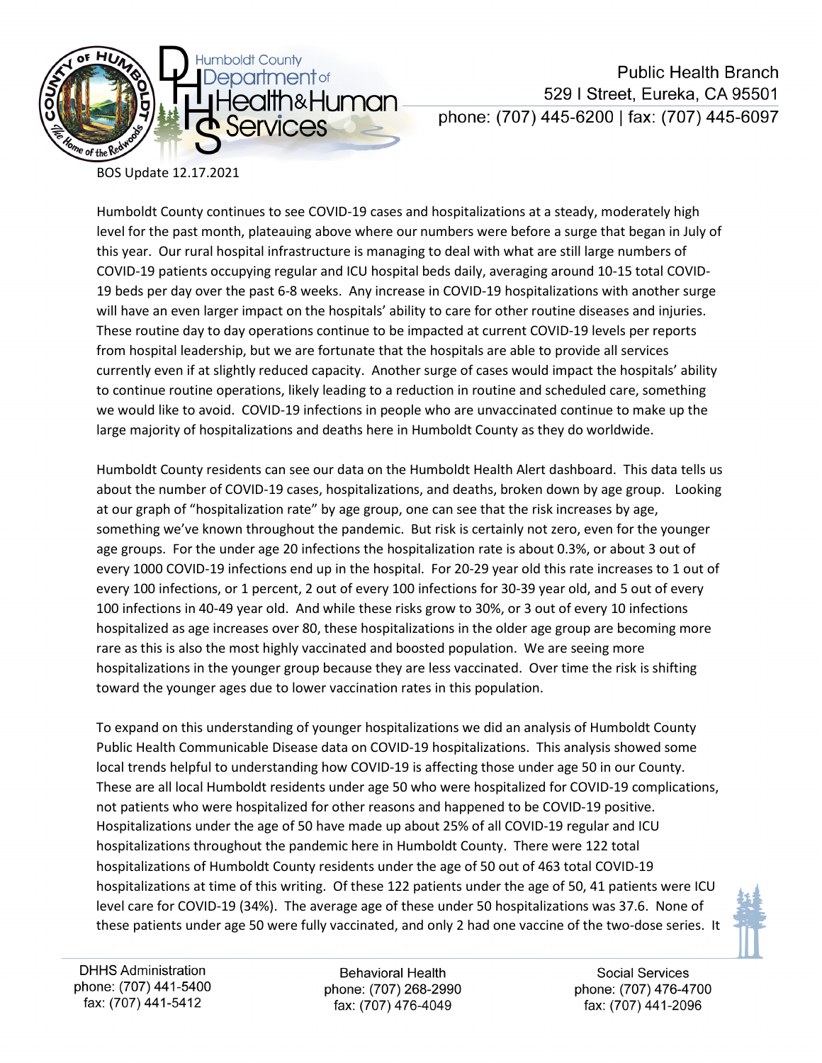Humboldt County Department of Health & Human Services

Public Health Branch
529 I Street, Eureka, CA 95501
phone: (707) 445-6200 | fax: (707) 445-6097

BOS Update 12.17.2021

Humboldt County continues to see COVID-19 cases and hospitalizations at a steady, moderately high level for the past month, plateauing above where our numbers were before a surge that began in July of this year. Our rural hospital infrastructure is managing to deal with what are still large numbers of COVID-19 patients occupying regular and ICU hospital beds daily, averaging around 10-15 total COVID-19 beds per day over the past 6-8 weeks. Any increase in COVID-19 hospitalizations with another surge will have an even larger impact on the hospitals' ability to care for other routine diseases and injuries. These routine day to day operations continue to be impacted at current COVID-19 levels per reports from hospital leadership, but we are fortunate that the hospitals are able to provide all services currently even if at slightly reduced capacity. Another surge of cases would impact the hospitals' ability to continue routine operations, likely leading to a reduction in routine and scheduled care, something we would like to avoid. COVID-19 infections in people who are unvaccinated continue to make up the large majority of hospitalizations and deaths here in Humboldt County as they do worldwide.

Humboldt County residents can see our data on the Humboldt Health Alert dashboard. This data tells us about the number of COVID-19 cases, hospitalizations, and deaths, broken down by age group. Looking at our graph of "hospitalization rate" by age group, one can see that the risk increases by age, something we've known throughout the pandemic. But risk is certainly not zero, even for the younger age groups. For the under age 20 infections the hospitalization rate is about 0.3%, or about 3 out of every 1000 COVID-19 infections end up in the hospital. For 20-29 year old this rate increases to 1 out of every 100 infections, or 1 percent, 2 out of every 100 infections for 30-39 year old, and 5 out of every 100 infections in 40-49 year old. And while these risks grow to 30%, or 3 out of every 10 infections hospitalized as age increases over 80, these hospitalizations in the older age group are becoming more rare as this is also the most highly vaccinated and boosted population. We are seeing more hospitalizations in the younger group because they are less vaccinated. Over time the risk is shifting toward the younger ages due to lower vaccination rates in this population.

To expand on this understanding of younger hospitalizations we did an analysis of Humboldt County Public Health Communicable Disease data on COVID-19 hospitalizations. This analysis showed some local trends helpful to understanding how COVID-19 is affecting those under age 50 in our County. These are all local Humboldt residents under age 50 who were hospitalized for COVID-19 complications, not patients who were hospitalized for other reasons and happened to be COVID-19 positive. Hospitalizations under the age of 50 have made up about 25% of all COVID-19 regular and ICU hospitalizations throughout the pandemic here in Humboldt County. There were 122 total hospitalizations of Humboldt County residents under the age of 50 out of 463 total COVID-19 hospitalizations at time of this writing. Of these 122 patients under the age of 50, 41 patients were ICU level care for COVID-19 (34%). The average age of these under 50 hospitalizations was 37.6. None of these patients under age 50 were fully vaccinated, and only 2 had one vaccine of the two-dose series. It

DHHS Administration
phone: (707) 441-5400
fax: (707) 441-5412

Behavioral Health
phone: (707) 268-2990
fax: (707) 476-4049

Social Services
phone: (707) 476-4700
fax: (707) 441-2096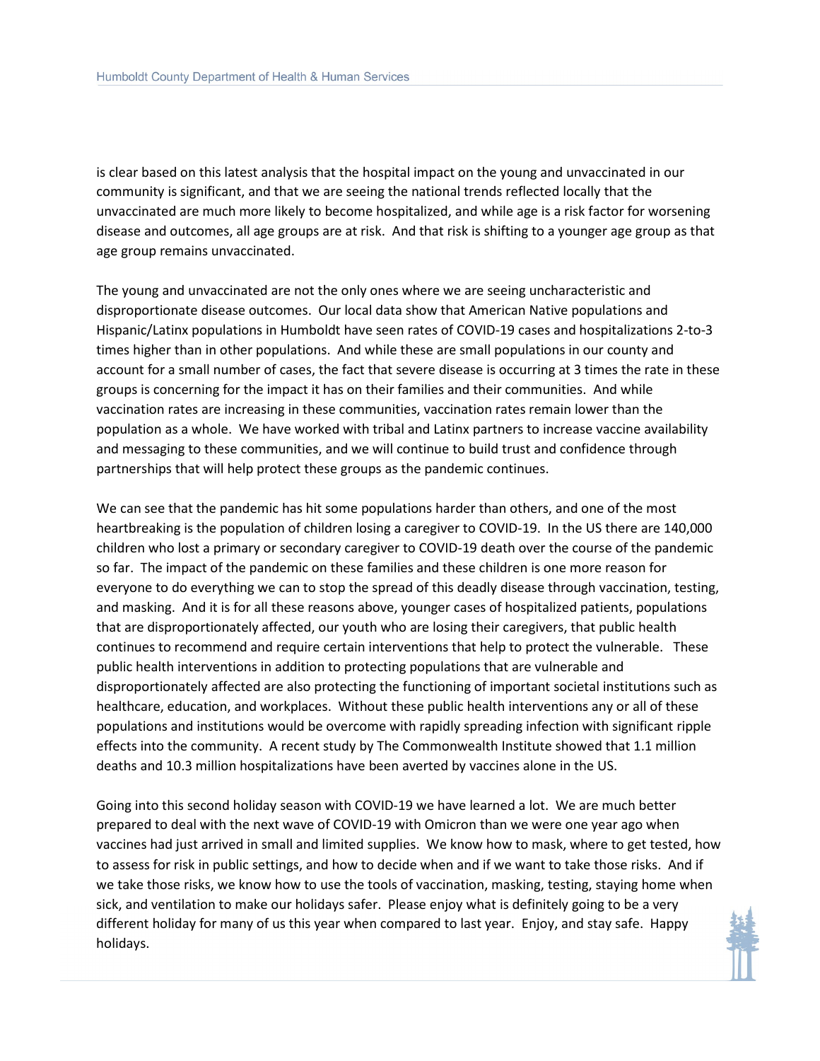is clear based on this latest analysis that the hospital impact on the young and unvaccinated in our community is significant, and that we are seeing the national trends reflected locally that the unvaccinated are much more likely to become hospitalized, and while age is a risk factor for worsening disease and outcomes, all age groups are at risk. And that risk is shifting to a younger age group as that age group remains unvaccinated.

The young and unvaccinated are not the only ones where we are seeing uncharacteristic and disproportionate disease outcomes. Our local data show that American Native populations and Hispanic/Latinx populations in Humboldt have seen rates of COVID-19 cases and hospitalizations 2-to-3 times higher than in other populations. And while these are small populations in our county and account for a small number of cases, the fact that severe disease is occurring at 3 times the rate in these groups is concerning for the impact it has on their families and their communities. And while vaccination rates are increasing in these communities, vaccination rates remain lower than the population as a whole. We have worked with tribal and Latinx partners to increase vaccine availability and messaging to these communities, and we will continue to build trust and confidence through partnerships that will help protect these groups as the pandemic continues.

We can see that the pandemic has hit some populations harder than others, and one of the most heartbreaking is the population of children losing a caregiver to COVID-19. In the US there are 140,000 children who lost a primary or secondary caregiver to COVID-19 death over the course of the pandemic so far. The impact of the pandemic on these families and these children is one more reason for everyone to do everything we can to stop the spread of this deadly disease through vaccination, testing, and masking. And it is for all these reasons above, younger cases of hospitalized patients, populations that are disproportionately affected, our youth who are losing their caregivers, that public health continues to recommend and require certain interventions that help to protect the vulnerable. These public health interventions in addition to protecting populations that are vulnerable and disproportionately affected are also protecting the functioning of important societal institutions such as healthcare, education, and workplaces. Without these public health interventions any or all of these populations and institutions would be overcome with rapidly spreading infection with significant ripple effects into the community. A recent study by The Commonwealth Institute showed that 1.1 million deaths and 10.3 million hospitalizations have been averted by vaccines alone in the US.

Going into this second holiday season with COVID-19 we have learned a lot. We are much better prepared to deal with the next wave of COVID-19 with Omicron than we were one year ago when vaccines had just arrived in small and limited supplies. We know how to mask, where to get tested, how to assess for risk in public settings, and how to decide when and if we want to take those risks. And if we take those risks, we know how to use the tools of vaccination, masking, testing, staying home when sick, and ventilation to make our holidays safer. Please enjoy what is definitely going to be a very different holiday for many of us this year when compared to last year. Enjoy, and stay safe. Happy holidays.